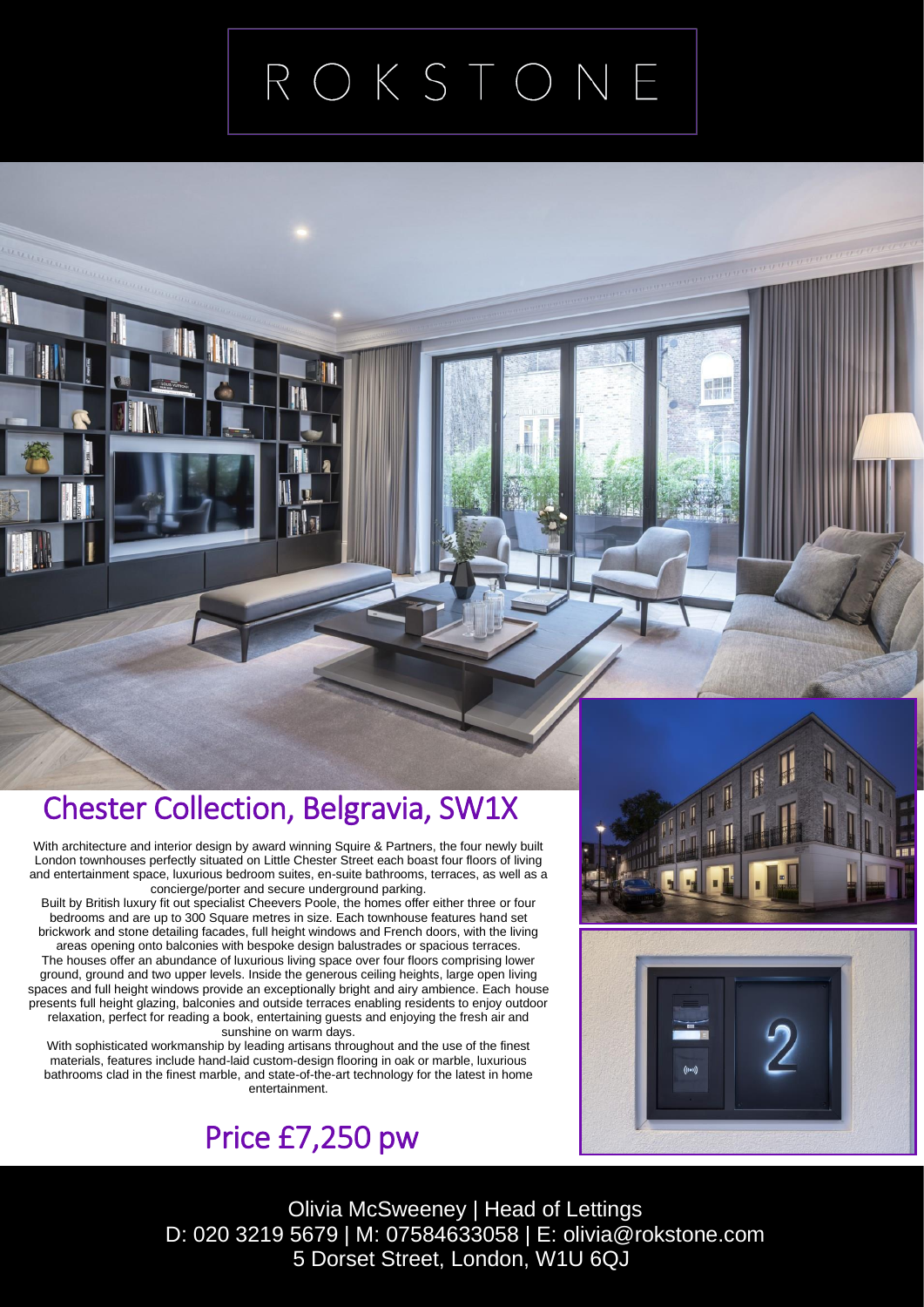# ROKSTONE

## Chester Collection, Belgravia, SW1X

With architecture and interior design by award winning Squire & Partners, the four newly built London townhouses perfectly situated on Little Chester Street each boast four floors of living and entertainment space, luxurious bedroom suites, en-suite bathrooms, terraces, as well as a concierge/porter and secure underground parking.

Built by British luxury fit out specialist Cheevers Poole, the homes offer either three or four bedrooms and are up to 300 Square metres in size. Each townhouse features hand set brickwork and stone detailing facades, full height windows and French doors, with the living areas opening onto balconies with bespoke design balustrades or spacious terraces.

The houses offer an abundance of luxurious living space over four floors comprising lower ground, ground and two upper levels. Inside the generous ceiling heights, large open living spaces and full height windows provide an exceptionally bright and airy ambience. Each house presents full height glazing, balconies and outside terraces enabling residents to enjoy outdoor relaxation, perfect for reading a book, entertaining guests and enjoying the fresh air and sunshine on warm days.

With sophisticated workmanship by leading artisans throughout and the use of the finest materials, features include hand-laid custom-design flooring in oak or marble, luxurious bathrooms clad in the finest marble, and state-of-the-art technology for the latest in home entertainment.

## Price £7,250 pw

Olivia McSweeney | Head of Lettings
D: 020 3219 5679 | M: 07584633058 | E: olivia@rokstone.com
5 Dorset Street, London, W1U 6QJ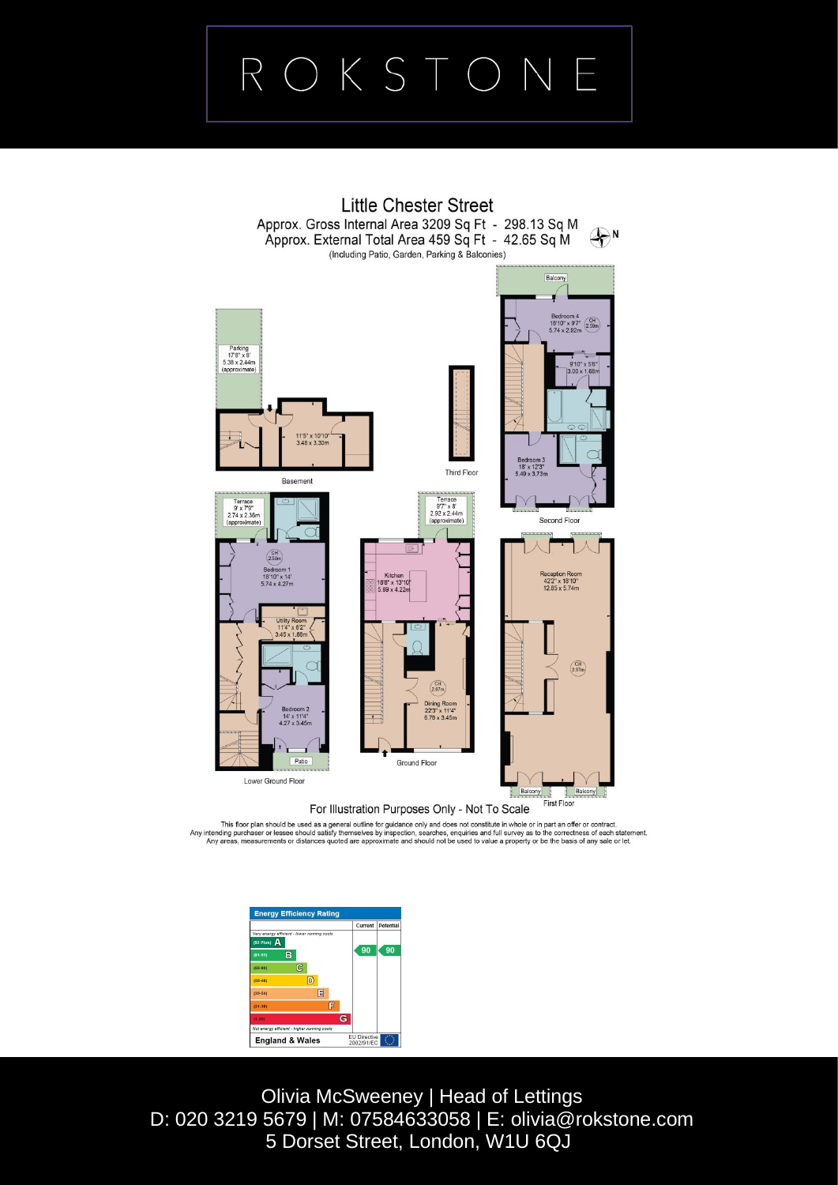# ROKSTONE

## Little Chester Street

Approx. Gross Internal Area 3209 Sq Ft - 298.13 Sq M
Approx. External Total Area 459 Sq Ft - 42.65 Sq M
(Including Patio, Garden, Parking & Balconies)

N

Parking
17'8" x 8'
5.38 x 2.44m
(approximate)

11'5" x 10'10"
3.48 x 3.30m

Basement

Third Floor

Balcony

Bedroom 4
18'10" x 9'7"
5.74 x 2.92m
CH 2.59m

9'10" x 5'6"
3.00 x 1.68m

Bedroom 3
18' x 12'3"
5.49 x 3.73m

Second Floor

Terrace
9' x 7'9"
2.74 x 2.36m
(approximate)

CH 2.50m

Bedroom 1
18'10" x 14'
5.74 x 4.27m

Utility Room
11'4" x 6'2"
3.45 x 1.88m

Bedroom 2
14' x 11'4"
4.27 x 3.45m

Patio

Lower Ground Floor

Terrace
9'7" x 8'
2.92 x 2.44m
(approximate)

Kitchen
18'8" x 13'10"
5.69 x 4.22m

CH 2.67m

Dining Room
22'3" x 11'4"
6.78 x 3.45m

Ground Floor

Reception Room
42'2" x 18'10"
12.85 x 5.74m

CH 2.97m

Balcony

Balcony

First Floor

For Illustration Purposes Only - Not To Scale

This floor plan should be used as a general outline for guidance only and does not constitute in whole or in part an offer or contract.
Any intending purchaser or lessee should satisfy themselves by inspection, searches, enquiries and full survey as to the correctness of each statement.
Any areas, measurements or distances quoted are approximate and should not be used to value a property or be the basis of any sale or let.

**Energy Efficiency Rating**

| | Current | Potential |
|---|---|---|
| Very energy efficient - lower running costs | | |
| (92 Plus) A | | |
| (81-91) B | 90 | 90 |
| (69-80) C | | |
| (55-68) D | | |
| (39-54) E | | |
| (21-38) F | | |
| (1-20) G | | |
| Not energy efficient - higher running costs | | |
| England & Wales | EU Directive 2002/91/EC | |

Olivia McSweeney | Head of Lettings
D: 020 3219 5679 | M: 07584633058 | E: olivia@rokstone.com
5 Dorset Street, London, W1U 6QJ